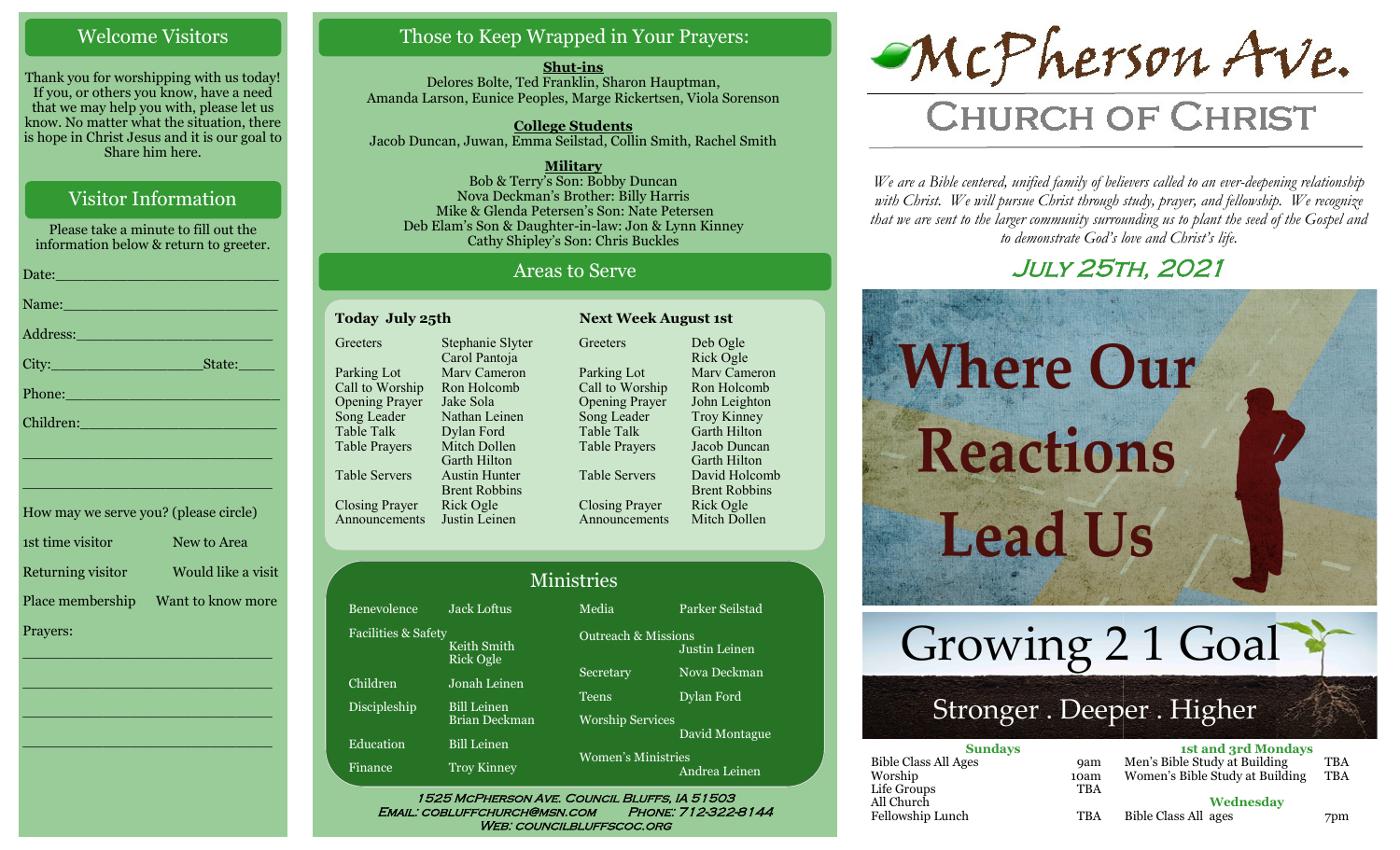## Welcome Visitors

Thank you for worshipping with us today! If you, or others you know, have a need that we may help you with, please let us know. No matter what the situation, there is hope in Christ Jesus and it is our goal to Share him here.

## Visitor Information

Please take a minute to fill out the information below & return to greeter.

Date:\_\_\_\_\_\_\_\_\_\_\_\_\_\_\_\_\_\_\_\_\_\_\_\_\_

Name:\_\_\_\_\_\_\_\_\_\_\_\_\_\_\_\_\_\_\_\_\_\_\_\_\_

Address:\_\_\_\_\_\_\_\_\_\_\_\_\_\_\_\_\_\_\_\_\_\_\_

City:\_\_\_\_\_\_\_\_\_\_\_\_\_\_\_\_\_\_State:\_\_\_\_\_

Phone:\_\_\_\_\_\_\_\_\_\_\_\_\_\_\_\_\_\_\_\_\_\_\_\_\_

Children:\_\_\_\_\_\_\_\_\_\_\_\_\_\_\_\_\_\_\_\_\_\_\_

\_\_\_\_\_\_\_\_\_\_\_\_\_\_\_\_\_\_\_\_\_\_\_\_\_\_\_\_\_\_

\_\_\_\_\_\_\_\_\_\_\_\_\_\_\_\_\_\_\_\_\_\_\_\_\_\_\_\_\_\_

How may we serve you? (please circle)

| | |
|---|---|
| 1st time visitor | New to Area |
| Returning visitor | Would like a visit |
| Place membership | Want to know more |

Prayers:

\_\_\_\_\_\_\_\_\_\_\_\_\_\_\_\_\_\_\_\_\_\_\_\_\_\_\_\_\_\_

\_\_\_\_\_\_\_\_\_\_\_\_\_\_\_\_\_\_\_\_\_\_\_\_\_\_\_\_\_\_

\_\_\_\_\_\_\_\_\_\_\_\_\_\_\_\_\_\_\_\_\_\_\_\_\_\_\_\_\_\_

\_\_\_\_\_\_\_\_\_\_\_\_\_\_\_\_\_\_\_\_\_\_\_\_\_\_\_\_\_\_

## Those to Keep Wrapped in Your Prayers:

**Shut-ins**
Delores Bolte, Ted Franklin, Sharon Hauptman, Amanda Larson, Eunice Peoples, Marge Rickertsen, Viola Sorenson

**College Students**
Jacob Duncan, Juwan, Emma Seilstad, Collin Smith, Rachel Smith

**Military**
Bob & Terry's Son: Bobby Duncan
Nova Deckman's Brother: Billy Harris
Mike & Glenda Petersen's Son: Nate Petersen
Deb Elam's Son & Daughter-in-law: Jon & Lynn Kinney
Cathy Shipley's Son: Chris Buckles

## Areas to Serve

| Today July 25th | | Next Week August 1st | |
|---|---|---|---|
| Greeters | Stephanie Slyter, Carol Pantoja | Greeters | Deb Ogle, Rick Ogle |
| Parking Lot | Marv Cameron | Parking Lot | Marv Cameron |
| Call to Worship | Ron Holcomb | Call to Worship | Ron Holcomb |
| Opening Prayer | Jake Sola | Opening Prayer | John Leighton |
| Song Leader | Nathan Leinen | Song Leader | Troy Kinney |
| Table Talk | Dylan Ford | Table Talk | Garth Hilton |
| Table Prayers | Mitch Dollen, Garth Hilton | Table Prayers | Jacob Duncan, Garth Hilton |
| Table Servers | Austin Hunter, Brent Robbins | Table Servers | David Holcomb, Brent Robbins |
| Closing Prayer | Rick Ogle | Closing Prayer | Rick Ogle |
| Announcements | Justin Leinen | Announcements | Mitch Dollen |

## Ministries

| | | | |
|---|---|---|---|
| Benevolence | Jack Loftus | Media | Parker Seilstad |
| Facilities & Safety | Keith Smith, Rick Ogle | Outreach & Missions | Justin Leinen |
| Children | Jonah Leinen | Secretary | Nova Deckman |
| Discipleship | Bill Leinen, Brian Deckman | Teens | Dylan Ford |
| Education | Bill Leinen | Worship Services | David Montague |
| Finance | Troy Kinney | Women's Ministries | Andrea Leinen |

1525 McPherson Ave. Council Bluffs, IA 51503
Email: cobluffchurch@msn.com Phone: 712-322-8144
Web: councilbluffscoc.org

# McPherson Ave.
## Church of Christ

*We are a Bible centered, unified family of believers called to an ever-deepening relationship with Christ. We will pursue Christ through study, prayer, and fellowship. We recognize that we are sent to the larger community surrounding us to plant the seed of the Gospel and to demonstrate God's love and Christ's life.*

### July 25th, 2021

# Where Our Reactions Lead Us

## Growing 2 1 Goal
Stronger . Deeper . Higher

| Sundays | |
|---|---|
| Bible Class All Ages | 9am |
| Worship | 10am |
| Life Groups | TBA |
| All Church Fellowship Lunch | TBA |

| 1st and 3rd Mondays | |
|---|---|
| Men's Bible Study at Building | TBA |
| Women's Bible Study at Building | TBA |

| Wednesday | |
|---|---|
| Bible Class All ages | 7pm |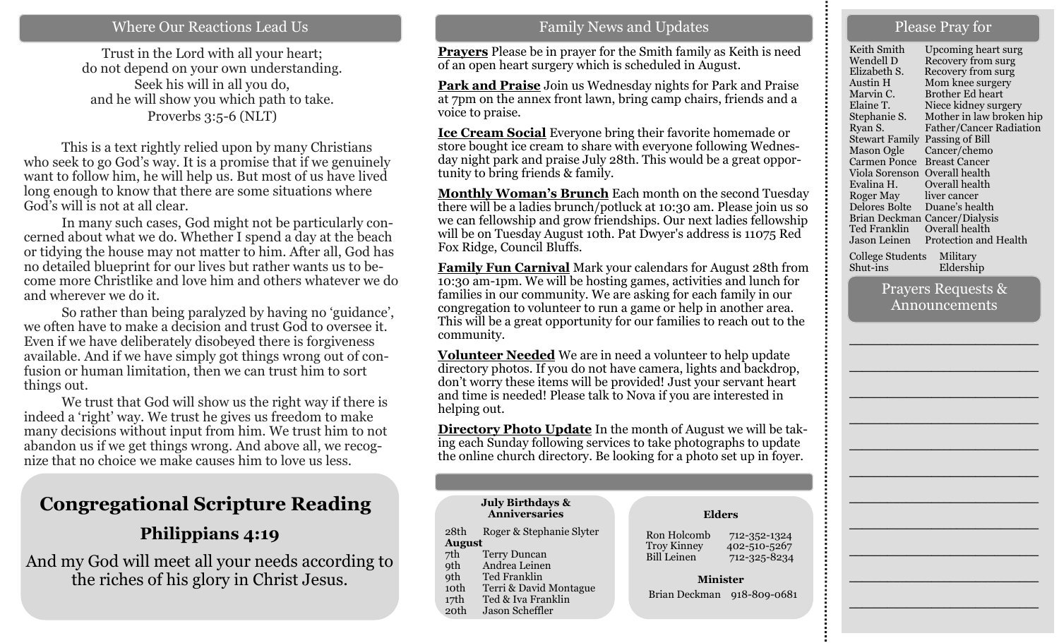## Where Our Reactions Lead Us

Trust in the Lord with all your heart;
do not depend on your own understanding.
Seek his will in all you do,
and he will show you which path to take.
Proverbs 3:5-6 (NLT)

This is a text rightly relied upon by many Christians who seek to go God's way. It is a promise that if we genuinely want to follow him, he will help us. But most of us have lived long enough to know that there are some situations where God's will is not at all clear.

In many such cases, God might not be particularly concerned about what we do. Whether I spend a day at the beach or tidying the house may not matter to him. After all, God has no detailed blueprint for our lives but rather wants us to become more Christlike and love him and others whatever we do and wherever we do it.

So rather than being paralyzed by having no 'guidance', we often have to make a decision and trust God to oversee it. Even if we have deliberately disobeyed there is forgiveness available. And if we have simply got things wrong out of confusion or human limitation, then we can trust him to sort things out.

We trust that God will show us the right way if there is indeed a 'right' way. We trust he gives us freedom to make many decisions without input from him. We trust him to not abandon us if we get things wrong. And above all, we recognize that no choice we make causes him to love us less.

## Congregational Scripture Reading

### Philippians 4:19

And my God will meet all your needs according to the riches of his glory in Christ Jesus.

## Family News and Updates

**Prayers** Please be in prayer for the Smith family as Keith is need of an open heart surgery which is scheduled in August.

**Park and Praise** Join us Wednesday nights for Park and Praise at 7pm on the annex front lawn, bring camp chairs, friends and a voice to praise.

**Ice Cream Social** Everyone bring their favorite homemade or store bought ice cream to share with everyone following Wednesday night park and praise July 28th. This would be a great opportunity to bring friends & family.

**Monthly Woman's Brunch** Each month on the second Tuesday there will be a ladies brunch/potluck at 10:30 am. Please join us so we can fellowship and grow friendships. Our next ladies fellowship will be on Tuesday August 10th. Pat Dwyer's address is 11075 Red Fox Ridge, Council Bluffs.

**Family Fun Carnival** Mark your calendars for August 28th from 10:30 am-1pm. We will be hosting games, activities and lunch for families in our community. We are asking for each family in our congregation to volunteer to run a game or help in another area. This will be a great opportunity for our families to reach out to the community.

**Volunteer Needed** We are in need a volunteer to help update directory photos. If you do not have camera, lights and backdrop, don't worry these items will be provided! Just your servant heart and time is needed! Please talk to Nova if you are interested in helping out.

**Directory Photo Update** In the month of August we will be taking each Sunday following services to take photographs to update the online church directory. Be looking for a photo set up in foyer.

### July Birthdays & Anniversaries

| | |
|---|---|
| 28th | Roger & Stephanie Slyter |
| **August** | |
| 7th | Terry Duncan |
| 9th | Andrea Leinen |
| 9th | Ted Franklin |
| 10th | Terri & David Montague |
| 17th | Ted & Iva Franklin |
| 20th | Jason Scheffler |

### Elders

| | |
|---|---|
| Ron Holcomb | 712-352-1324 |
| Troy Kinney | 402-510-5267 |
| Bill Leinen | 712-325-8234 |

### Minister

Brian Deckman 918-809-0681

## Please Pray for

| | |
|---|---|
| Keith Smith | Upcoming heart surg |
| Wendell D | Recovery from surg |
| Elizabeth S. | Recovery from surg |
| Austin H | Mom knee surgery |
| Marvin C. | Brother Ed heart |
| Elaine T. | Niece kidney surgery |
| Stephanie S. | Mother in law broken hip |
| Ryan S. | Father/Cancer Radiation |
| Stewart Family | Passing of Bill |
| Mason Ogle | Cancer/chemo |
| Carmen Ponce | Breast Cancer |
| Viola Sorenson | Overall health |
| Evalina H. | Overall health |
| Roger May | liver cancer |
| Delores Bolte | Duane's health |
| Brian Deckman | Cancer/Dialysis |
| Ted Franklin | Overall health |
| Jason Leinen | Protection and Health |
| College Students | Military |
| Shut-ins | Eldership |

## Prayers Requests & Announcements

______________________

______________________

______________________

______________________

______________________

______________________

______________________

______________________

______________________

______________________

______________________